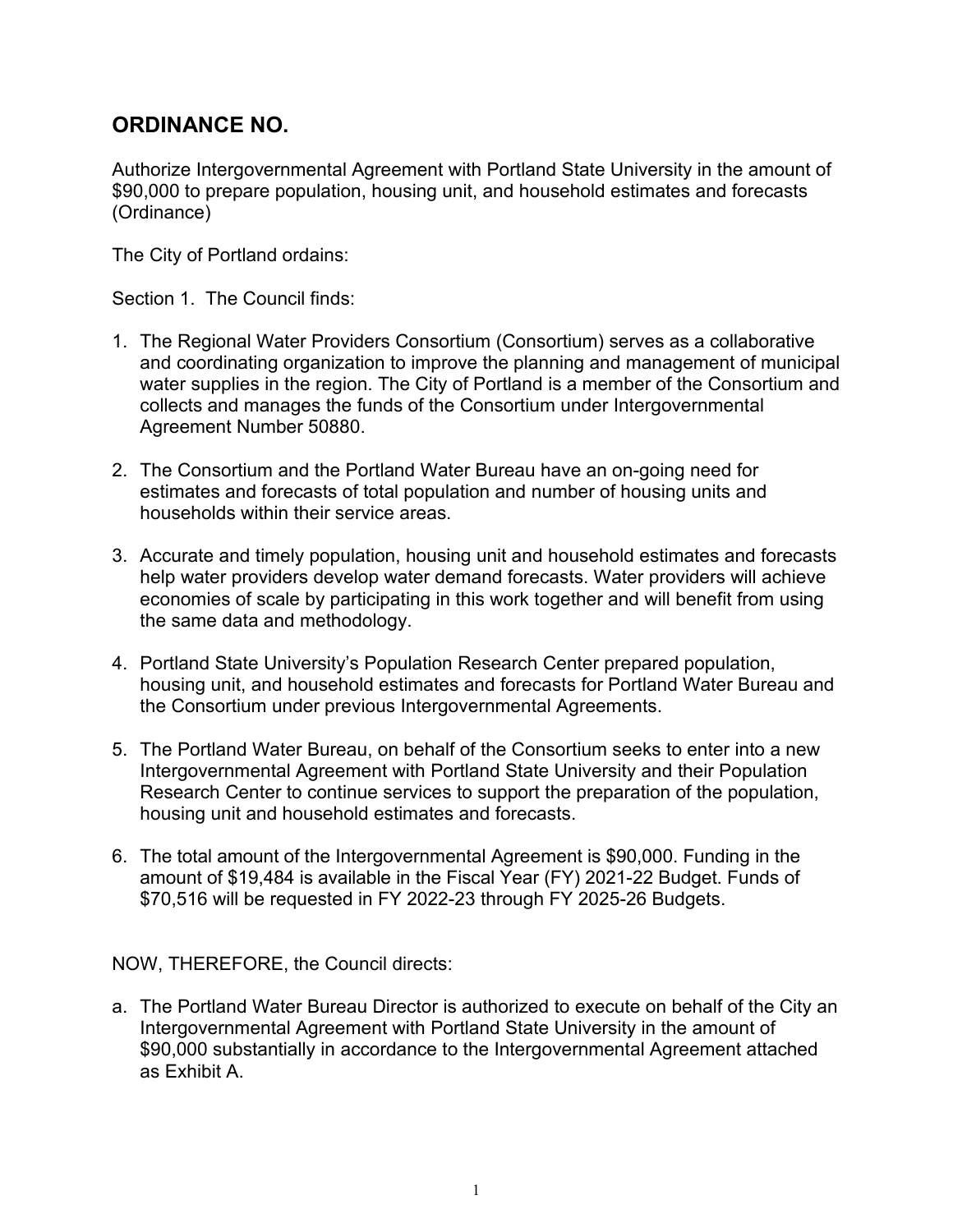# ORDINANCE NO.

Authorize Intergovernmental Agreement with Portland State University in the amount of $90,000 to prepare population, housing unit, and household estimates and forecasts (Ordinance)

The City of Portland ordains:

Section 1. The Council finds:

1. The Regional Water Providers Consortium (Consortium) serves as a collaborative and coordinating organization to improve the planning and management of municipal water supplies in the region. The City of Portland is a member of the Consortium and collects and manages the funds of the Consortium under Intergovernmental Agreement Number 50880.

2. The Consortium and the Portland Water Bureau have an on-going need for estimates and forecasts of total population and number of housing units and households within their service areas.

3. Accurate and timely population, housing unit and household estimates and forecasts help water providers develop water demand forecasts. Water providers will achieve economies of scale by participating in this work together and will benefit from using the same data and methodology.

4. Portland State University's Population Research Center prepared population, housing unit, and household estimates and forecasts for Portland Water Bureau and the Consortium under previous Intergovernmental Agreements.

5. The Portland Water Bureau, on behalf of the Consortium seeks to enter into a new Intergovernmental Agreement with Portland State University and their Population Research Center to continue services to support the preparation of the population, housing unit and household estimates and forecasts.

6. The total amount of the Intergovernmental Agreement is $90,000. Funding in the amount of $19,484 is available in the Fiscal Year (FY) 2021-22 Budget. Funds of $70,516 will be requested in FY 2022-23 through FY 2025-26 Budgets.

NOW, THEREFORE, the Council directs:

a. The Portland Water Bureau Director is authorized to execute on behalf of the City an Intergovernmental Agreement with Portland State University in the amount of $90,000 substantially in accordance to the Intergovernmental Agreement attached as Exhibit A.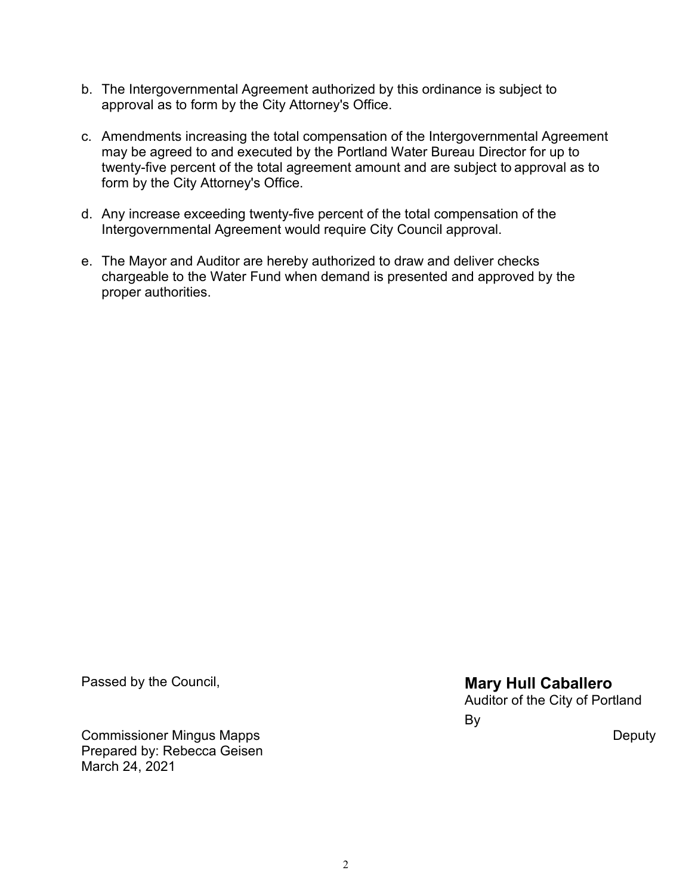b. The Intergovernmental Agreement authorized by this ordinance is subject to approval as to form by the City Attorney's Office.

c. Amendments increasing the total compensation of the Intergovernmental Agreement may be agreed to and executed by the Portland Water Bureau Director for up to twenty-five percent of the total agreement amount and are subject to approval as to form by the City Attorney's Office.

d. Any increase exceeding twenty-five percent of the total compensation of the Intergovernmental Agreement would require City Council approval.

e. The Mayor and Auditor are hereby authorized to draw and deliver checks chargeable to the Water Fund when demand is presented and approved by the proper authorities.

Passed by the Council,

**Mary Hull Caballero**
Auditor of the City of Portland
By

Deputy

Commissioner Mingus Mapps
Prepared by: Rebecca Geisen
March 24, 2021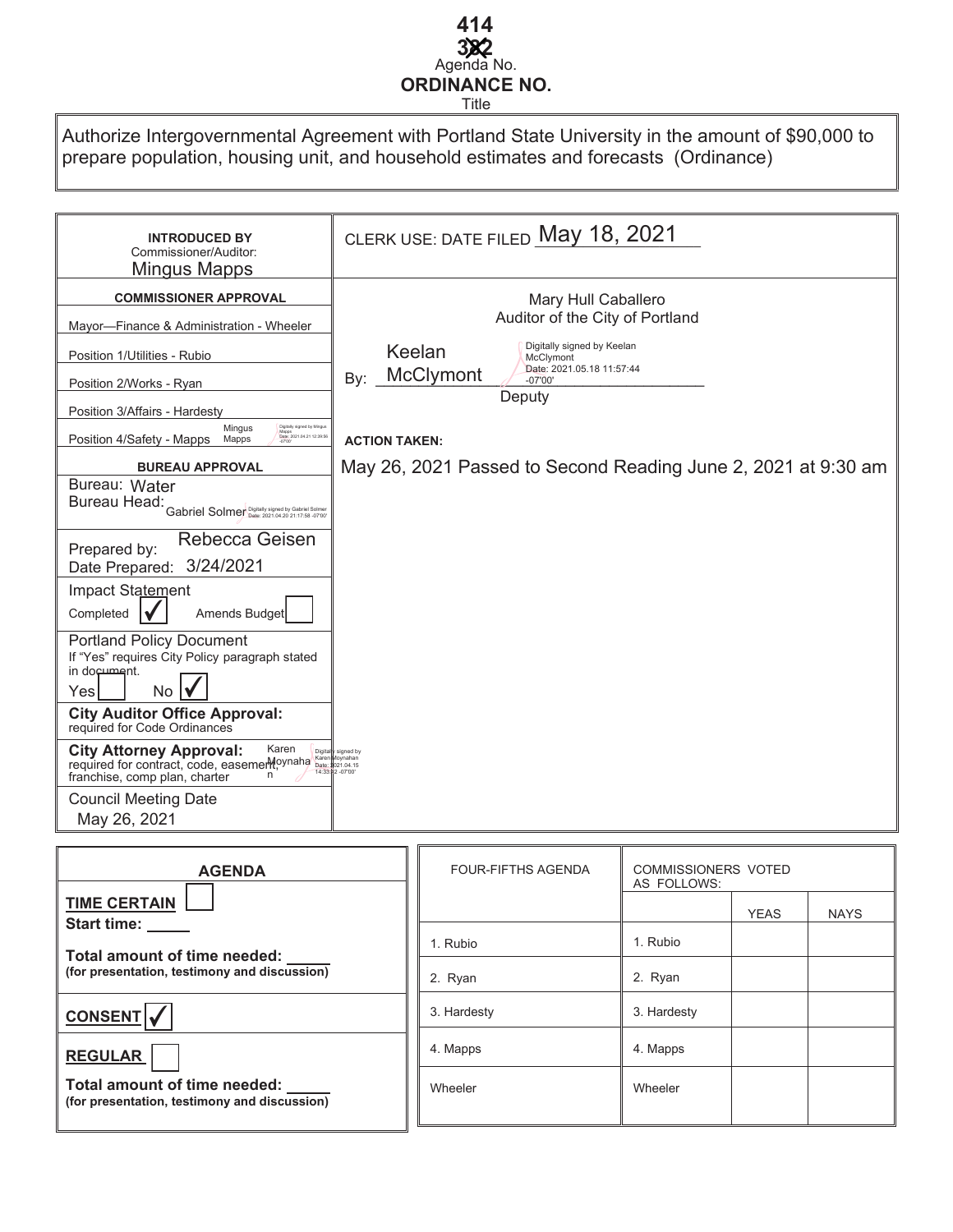**414**

~~382~~

Agenda No.

**ORDINANCE NO.**

Title

Authorize Intergovernmental Agreement with Portland State University in the amount of $90,000 to prepare population, housing unit, and household estimates and forecasts (Ordinance)

| | |
|---|---|
| **INTRODUCED BY** Commissioner/Auditor: Mingus Mapps | CLERK USE: DATE FILED May 18, 2021 |
| **COMMISSIONER APPROVAL** | Mary Hull Caballero<br>Auditor of the City of Portland |
| Mayor—Finance & Administration - Wheeler | |
| Position 1/Utilities - Rubio | By: Keelan McClymont (Digitally signed by Keelan McClymont Date: 2021.05.18 11:57:44 -07'00')<br>Deputy |
| Position 2/Works - Ryan | |
| Position 3/Affairs - Hardesty | |
| Position 4/Safety - Mapps Mingus Mapps (Digitally signed by Mingus Mapps Date: 2021.04.21 12:39:56 -07'00') | **ACTION TAKEN:** |
| **BUREAU APPROVAL** | May 26, 2021 Passed to Second Reading June 2, 2021 at 9:30 am |
| Bureau: Water<br>Bureau Head: Gabriel Solmer (Digitally signed by Gabriel Solmer Date: 2021.04.20 21:17:58 -07'00') | |
| Prepared by: Rebecca Geisen<br>Date Prepared: 3/24/2021 | |
| Impact Statement<br>Completed ☑ Amends Budget ☐ | |
| Portland Policy Document<br>If "Yes" requires City Policy paragraph stated in document.<br>Yes ☐ No ☑ | |
| **City Auditor Office Approval:** required for Code Ordinances | |
| **City Attorney Approval:** required for contract, code, easement, franchise, comp plan, charter Karen Moynahan (Digitally signed by Karen Moynahan Date: 2021.04.15 14:33:32 -07'00') | |
| Council Meeting Date<br>May 26, 2021 | |

| **AGENDA** |
|---|
| **TIME CERTAIN** ☐<br>**Start time:** _____<br>**Total amount of time needed:** _____<br>**(for presentation, testimony and discussion)** |
| **CONSENT** ☑ |
| **REGULAR** ☐<br>**Total amount of time needed:** _____<br>**(for presentation, testimony and discussion)** |

| FOUR-FIFTHS AGENDA | COMMISSIONERS VOTED AS FOLLOWS: | | |
|---|---|---|---|
| | | YEAS | NAYS |
| 1. Rubio | 1. Rubio | | |
| 2. Ryan | 2. Ryan | | |
| 3. Hardesty | 3. Hardesty | | |
| 4. Mapps | 4. Mapps | | |
| Wheeler | Wheeler | | |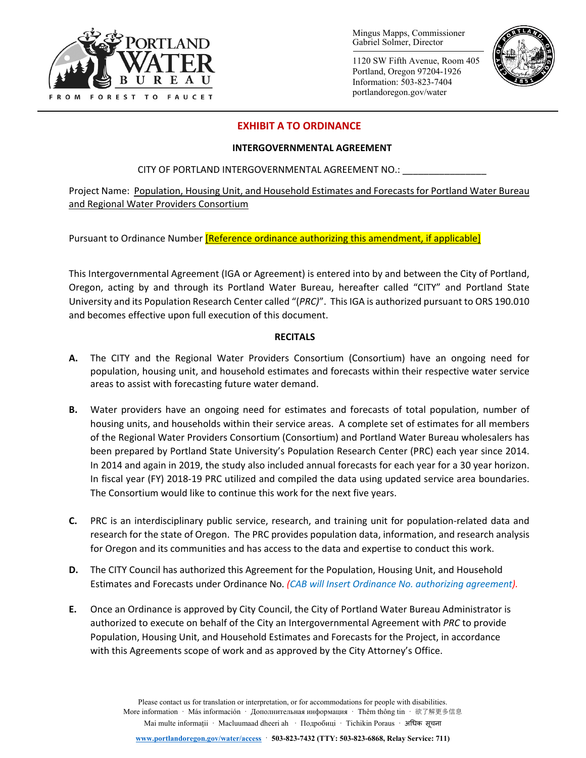Mingus Mapps, Commissioner
Gabriel Solmer, Director

1120 SW Fifth Avenue, Room 405
Portland, Oregon 97204-1926
Information: 503-823-7404
portlandoregon.gov/water

## EXHIBIT A TO ORDINANCE

### INTERGOVERNMENTAL AGREEMENT

CITY OF PORTLAND INTERGOVERNMENTAL AGREEMENT NO.: ________________

Project Name: Population, Housing Unit, and Household Estimates and Forecasts for Portland Water Bureau and Regional Water Providers Consortium

Pursuant to Ordinance Number [Reference ordinance authorizing this amendment, if applicable]

This Intergovernmental Agreement (IGA or Agreement) is entered into by and between the City of Portland, Oregon, acting by and through its Portland Water Bureau, hereafter called "CITY" and Portland State University and its Population Research Center called "(*PRC)*". This IGA is authorized pursuant to ORS 190.010 and becomes effective upon full execution of this document.

### RECITALS

**A.** The CITY and the Regional Water Providers Consortium (Consortium) have an ongoing need for population, housing unit, and household estimates and forecasts within their respective water service areas to assist with forecasting future water demand.

**B.** Water providers have an ongoing need for estimates and forecasts of total population, number of housing units, and households within their service areas. A complete set of estimates for all members of the Regional Water Providers Consortium (Consortium) and Portland Water Bureau wholesalers has been prepared by Portland State University's Population Research Center (PRC) each year since 2014. In 2014 and again in 2019, the study also included annual forecasts for each year for a 30 year horizon. In fiscal year (FY) 2018-19 PRC utilized and compiled the data using updated service area boundaries. The Consortium would like to continue this work for the next five years.

**C.** PRC is an interdisciplinary public service, research, and training unit for population-related data and research for the state of Oregon. The PRC provides population data, information, and research analysis for Oregon and its communities and has access to the data and expertise to conduct this work.

**D.** The CITY Council has authorized this Agreement for the Population, Housing Unit, and Household Estimates and Forecasts under Ordinance No. *(CAB will Insert Ordinance No. authorizing agreement).*

**E.** Once an Ordinance is approved by City Council, the City of Portland Water Bureau Administrator is authorized to execute on behalf of the City an Intergovernmental Agreement with *PRC* to provide Population, Housing Unit, and Household Estimates and Forecasts for the Project, in accordance with this Agreements scope of work and as approved by the City Attorney's Office.

Please contact us for translation or interpretation, or for accommodations for people with disabilities.
More information · Más información · Дополнительная информация · Thêm thông tin · 欲了解更多信息
Mai multe informații · Macluumaad dheeri ah · Подробиці · Tichikin Poraus · अधिक सूचना
www.portlandoregon.gov/water/access · 503-823-7432 (TTY: 503-823-6868, Relay Service: 711)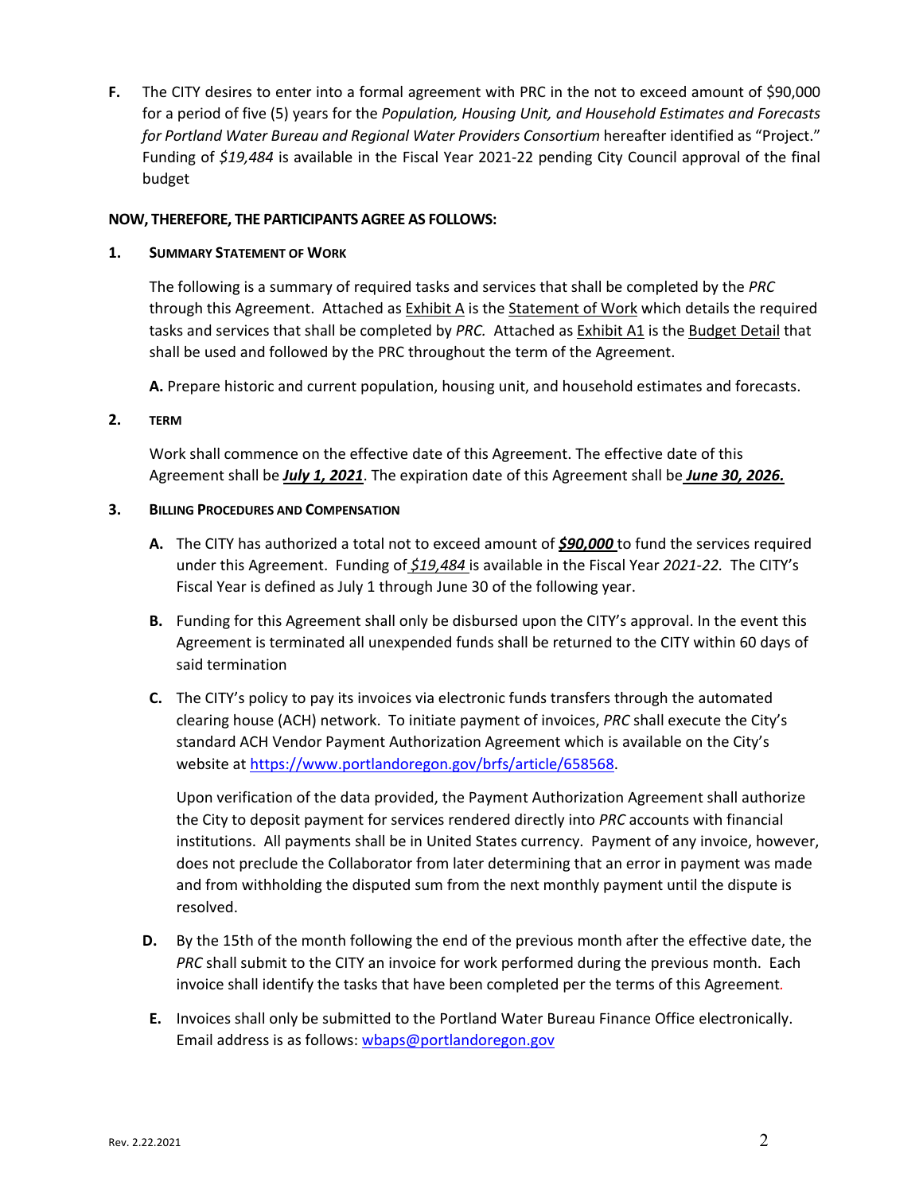**F.** The CITY desires to enter into a formal agreement with PRC in the not to exceed amount of $90,000 for a period of five (5) years for the *Population, Housing Unit, and Household Estimates and Forecasts for Portland Water Bureau and Regional Water Providers Consortium* hereafter identified as "Project." Funding of *$19,484* is available in the Fiscal Year 2021-22 pending City Council approval of the final budget

**NOW, THEREFORE, THE PARTICIPANTS AGREE AS FOLLOWS:**

**1. SUMMARY STATEMENT OF WORK**

The following is a summary of required tasks and services that shall be completed by the *PRC* through this Agreement. Attached as Exhibit A is the Statement of Work which details the required tasks and services that shall be completed by *PRC.* Attached as Exhibit A1 is the Budget Detail that shall be used and followed by the PRC throughout the term of the Agreement.

**A.** Prepare historic and current population, housing unit, and household estimates and forecasts.

**2. TERM**

Work shall commence on the effective date of this Agreement. The effective date of this Agreement shall be ***July 1, 2021***. The expiration date of this Agreement shall be ***June 30, 2026.***

**3. BILLING PROCEDURES AND COMPENSATION**

**A.** The CITY has authorized a total not to exceed amount of ***$90,000*** to fund the services required under this Agreement. Funding of *$19,484* is available in the Fiscal Year *2021-22.* The CITY's Fiscal Year is defined as July 1 through June 30 of the following year.

**B.** Funding for this Agreement shall only be disbursed upon the CITY's approval. In the event this Agreement is terminated all unexpended funds shall be returned to the CITY within 60 days of said termination

**C.** The CITY's policy to pay its invoices via electronic funds transfers through the automated clearing house (ACH) network. To initiate payment of invoices, *PRC* shall execute the City's standard ACH Vendor Payment Authorization Agreement which is available on the City's website at https://www.portlandoregon.gov/brfs/article/658568.

Upon verification of the data provided, the Payment Authorization Agreement shall authorize the City to deposit payment for services rendered directly into *PRC* accounts with financial institutions. All payments shall be in United States currency. Payment of any invoice, however, does not preclude the Collaborator from later determining that an error in payment was made and from withholding the disputed sum from the next monthly payment until the dispute is resolved.

**D.** By the 15th of the month following the end of the previous month after the effective date, the *PRC* shall submit to the CITY an invoice for work performed during the previous month. Each invoice shall identify the tasks that have been completed per the terms of this Agreement.

**E.** Invoices shall only be submitted to the Portland Water Bureau Finance Office electronically. Email address is as follows: wbaps@portlandoregon.gov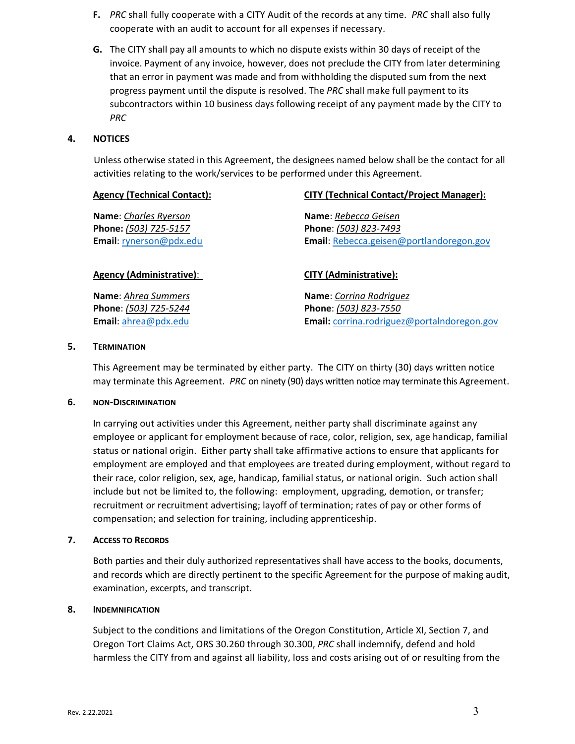**F.** *PRC* shall fully cooperate with a CITY Audit of the records at any time. *PRC* shall also fully cooperate with an audit to account for all expenses if necessary.

**G.** The CITY shall pay all amounts to which no dispute exists within 30 days of receipt of the invoice. Payment of any invoice, however, does not preclude the CITY from later determining that an error in payment was made and from withholding the disputed sum from the next progress payment until the dispute is resolved. The *PRC* shall make full payment to its subcontractors within 10 business days following receipt of any payment made by the CITY to *PRC*

## 4. NOTICES

Unless otherwise stated in this Agreement, the designees named below shall be the contact for all activities relating to the work/services to be performed under this Agreement.

**Agency (Technical Contact):**

**Name**: *Charles Ryerson*
**Phone:** *(503) 725-5157*
**Email**: rynerson@pdx.edu

**CITY (Technical Contact/Project Manager):**

**Name**: *Rebecca Geisen*
**Phone**: *(503) 823-7493*
**Email**: Rebecca.geisen@portlandoregon.gov

**Agency (Administrative)**:

**Name**: *Ahrea Summers*
**Phone**: *(503) 725-5244*
**Email**: ahrea@pdx.edu

**CITY (Administrative):**

**Name**: *Corrina Rodriguez*
**Phone**: *(503) 823-7550*
**Email:** corrina.rodriguez@portalndoregon.gov

## 5. TERMINATION

This Agreement may be terminated by either party. The CITY on thirty (30) days written notice may terminate this Agreement. *PRC* on ninety (90) days written notice may terminate this Agreement.

## 6. NON-DISCRIMINATION

In carrying out activities under this Agreement, neither party shall discriminate against any employee or applicant for employment because of race, color, religion, sex, age handicap, familial status or national origin. Either party shall take affirmative actions to ensure that applicants for employment are employed and that employees are treated during employment, without regard to their race, color religion, sex, age, handicap, familial status, or national origin. Such action shall include but not be limited to, the following: employment, upgrading, demotion, or transfer; recruitment or recruitment advertising; layoff of termination; rates of pay or other forms of compensation; and selection for training, including apprenticeship.

## 7. ACCESS TO RECORDS

Both parties and their duly authorized representatives shall have access to the books, documents, and records which are directly pertinent to the specific Agreement for the purpose of making audit, examination, excerpts, and transcript.

## 8. INDEMNIFICATION

Subject to the conditions and limitations of the Oregon Constitution, Article XI, Section 7, and Oregon Tort Claims Act, ORS 30.260 through 30.300, *PRC* shall indemnify, defend and hold harmless the CITY from and against all liability, loss and costs arising out of or resulting from the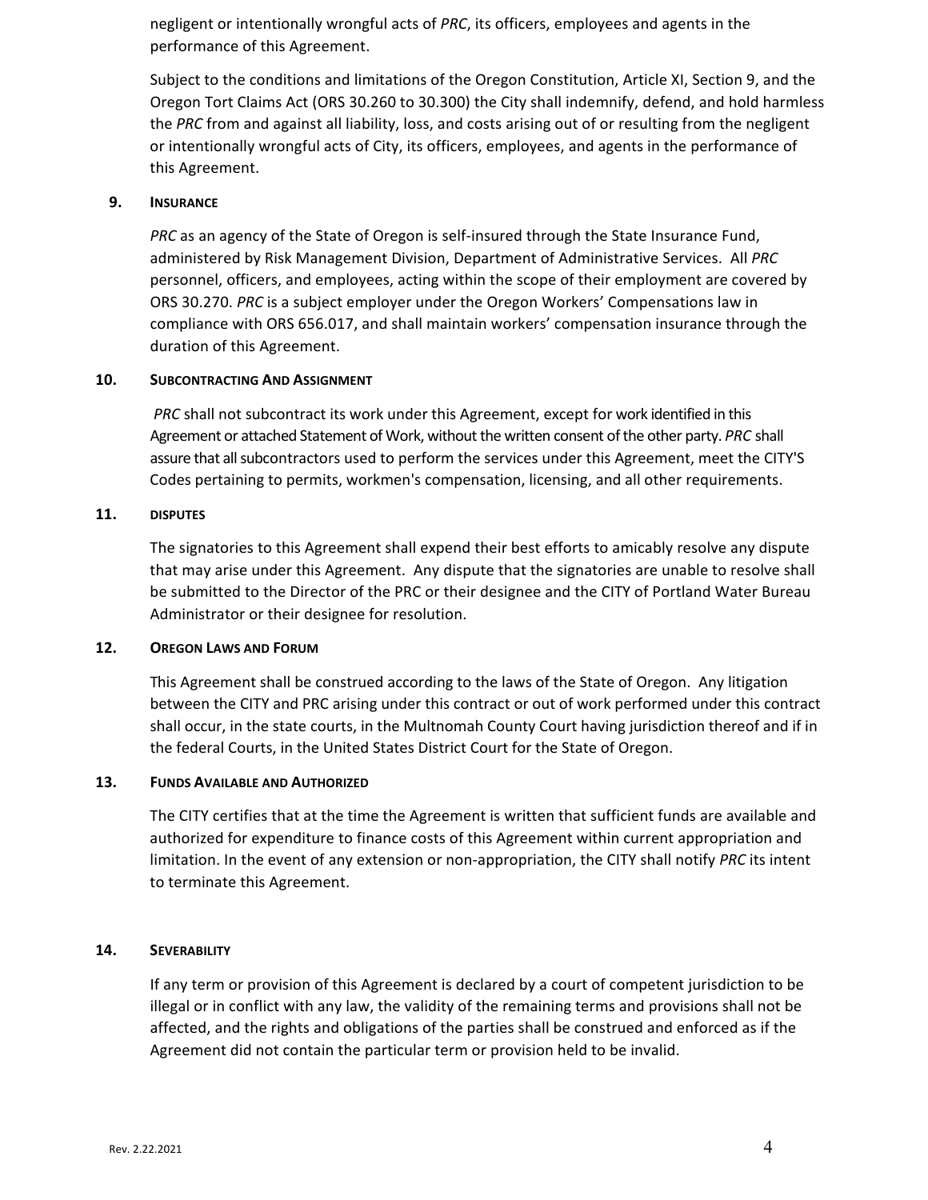negligent or intentionally wrongful acts of *PRC*, its officers, employees and agents in the performance of this Agreement.

Subject to the conditions and limitations of the Oregon Constitution, Article XI, Section 9, and the Oregon Tort Claims Act (ORS 30.260 to 30.300) the City shall indemnify, defend, and hold harmless the *PRC* from and against all liability, loss, and costs arising out of or resulting from the negligent or intentionally wrongful acts of City, its officers, employees, and agents in the performance of this Agreement.

## 9. INSURANCE

*PRC* as an agency of the State of Oregon is self-insured through the State Insurance Fund, administered by Risk Management Division, Department of Administrative Services. All *PRC* personnel, officers, and employees, acting within the scope of their employment are covered by ORS 30.270. *PRC* is a subject employer under the Oregon Workers' Compensations law in compliance with ORS 656.017, and shall maintain workers' compensation insurance through the duration of this Agreement.

## 10. SUBCONTRACTING AND ASSIGNMENT

*PRC* shall not subcontract its work under this Agreement, except for work identified in this Agreement or attached Statement of Work, without the written consent of the other party. *PRC* shall assure that all subcontractors used to perform the services under this Agreement, meet the CITY'S Codes pertaining to permits, workmen's compensation, licensing, and all other requirements.

## 11. DISPUTES

The signatories to this Agreement shall expend their best efforts to amicably resolve any dispute that may arise under this Agreement. Any dispute that the signatories are unable to resolve shall be submitted to the Director of the PRC or their designee and the CITY of Portland Water Bureau Administrator or their designee for resolution.

## 12. OREGON LAWS AND FORUM

This Agreement shall be construed according to the laws of the State of Oregon. Any litigation between the CITY and PRC arising under this contract or out of work performed under this contract shall occur, in the state courts, in the Multnomah County Court having jurisdiction thereof and if in the federal Courts, in the United States District Court for the State of Oregon.

## 13. FUNDS AVAILABLE AND AUTHORIZED

The CITY certifies that at the time the Agreement is written that sufficient funds are available and authorized for expenditure to finance costs of this Agreement within current appropriation and limitation. In the event of any extension or non-appropriation, the CITY shall notify *PRC* its intent to terminate this Agreement.

## 14. SEVERABILITY

If any term or provision of this Agreement is declared by a court of competent jurisdiction to be illegal or in conflict with any law, the validity of the remaining terms and provisions shall not be affected, and the rights and obligations of the parties shall be construed and enforced as if the Agreement did not contain the particular term or provision held to be invalid.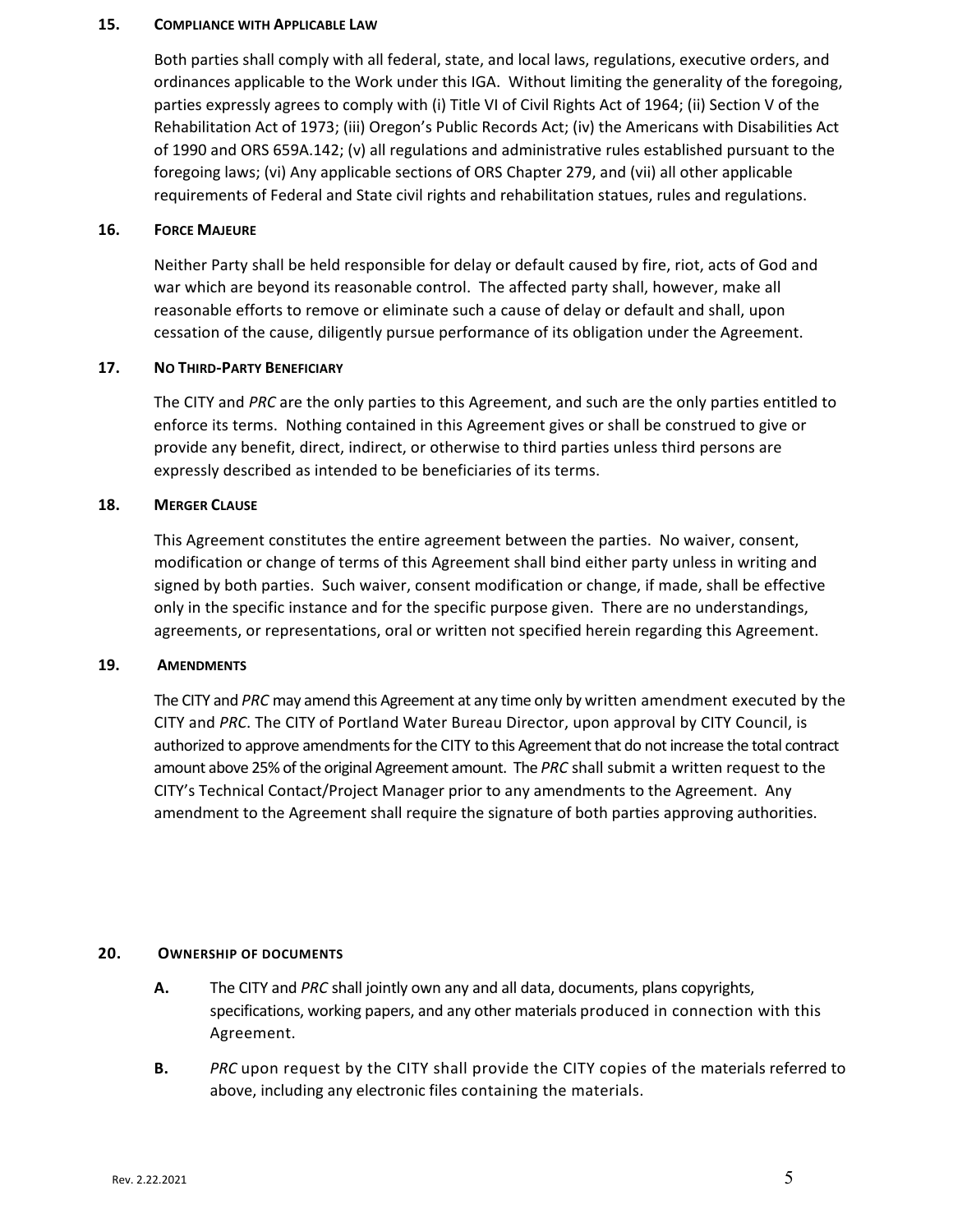## 15. COMPLIANCE WITH APPLICABLE LAW

Both parties shall comply with all federal, state, and local laws, regulations, executive orders, and ordinances applicable to the Work under this IGA. Without limiting the generality of the foregoing, parties expressly agrees to comply with (i) Title VI of Civil Rights Act of 1964; (ii) Section V of the Rehabilitation Act of 1973; (iii) Oregon's Public Records Act; (iv) the Americans with Disabilities Act of 1990 and ORS 659A.142; (v) all regulations and administrative rules established pursuant to the foregoing laws; (vi) Any applicable sections of ORS Chapter 279, and (vii) all other applicable requirements of Federal and State civil rights and rehabilitation statues, rules and regulations.

## 16. FORCE MAJEURE

Neither Party shall be held responsible for delay or default caused by fire, riot, acts of God and war which are beyond its reasonable control. The affected party shall, however, make all reasonable efforts to remove or eliminate such a cause of delay or default and shall, upon cessation of the cause, diligently pursue performance of its obligation under the Agreement.

## 17. NO THIRD-PARTY BENEFICIARY

The CITY and *PRC* are the only parties to this Agreement, and such are the only parties entitled to enforce its terms. Nothing contained in this Agreement gives or shall be construed to give or provide any benefit, direct, indirect, or otherwise to third parties unless third persons are expressly described as intended to be beneficiaries of its terms.

## 18. MERGER CLAUSE

This Agreement constitutes the entire agreement between the parties. No waiver, consent, modification or change of terms of this Agreement shall bind either party unless in writing and signed by both parties. Such waiver, consent modification or change, if made, shall be effective only in the specific instance and for the specific purpose given. There are no understandings, agreements, or representations, oral or written not specified herein regarding this Agreement.

## 19. AMENDMENTS

The CITY and *PRC* may amend this Agreement at any time only by written amendment executed by the CITY and *PRC*. The CITY of Portland Water Bureau Director, upon approval by CITY Council, is authorized to approve amendments for the CITY to this Agreement that do not increase the total contract amount above 25% of the original Agreement amount. The *PRC* shall submit a written request to the CITY's Technical Contact/Project Manager prior to any amendments to the Agreement. Any amendment to the Agreement shall require the signature of both parties approving authorities.

## 20. OWNERSHIP OF DOCUMENTS

**A.** The CITY and *PRC* shall jointly own any and all data, documents, plans copyrights, specifications, working papers, and any other materials produced in connection with this Agreement.

**B.** *PRC* upon request by the CITY shall provide the CITY copies of the materials referred to above, including any electronic files containing the materials.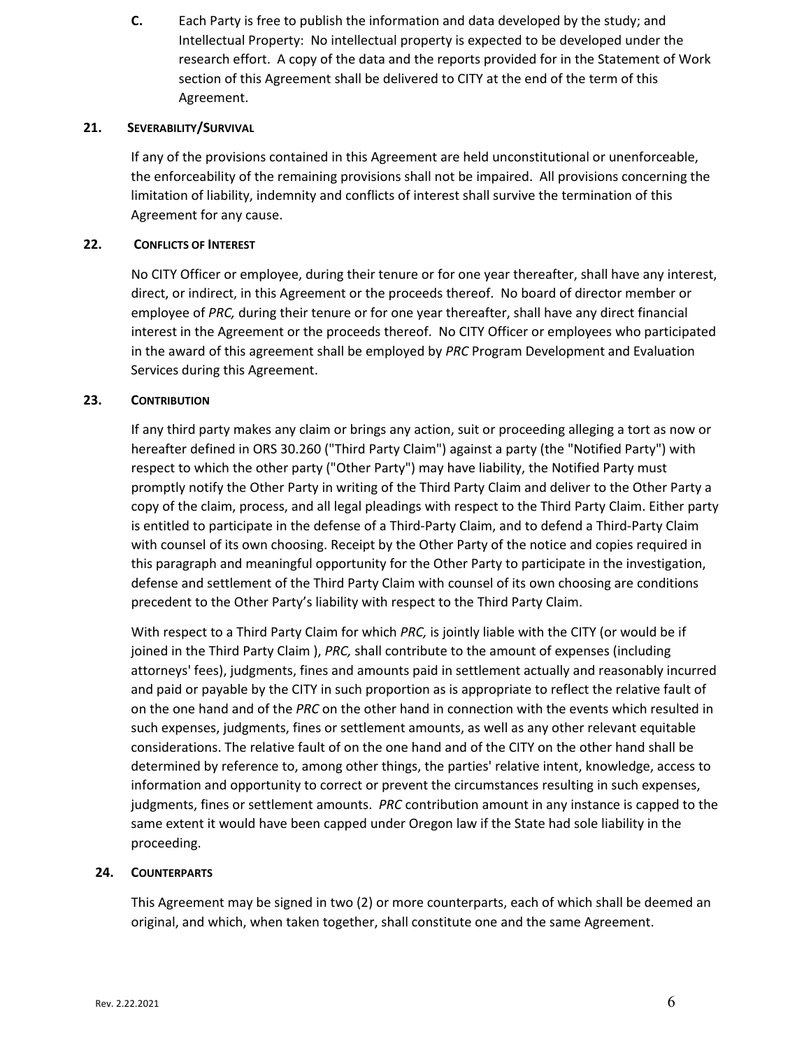**C.** Each Party is free to publish the information and data developed by the study; and Intellectual Property: No intellectual property is expected to be developed under the research effort. A copy of the data and the reports provided for in the Statement of Work section of this Agreement shall be delivered to CITY at the end of the term of this Agreement.

## 21. SEVERABILITY/SURVIVAL

If any of the provisions contained in this Agreement are held unconstitutional or unenforceable, the enforceability of the remaining provisions shall not be impaired. All provisions concerning the limitation of liability, indemnity and conflicts of interest shall survive the termination of this Agreement for any cause.

## 22. CONFLICTS OF INTEREST

No CITY Officer or employee, during their tenure or for one year thereafter, shall have any interest, direct, or indirect, in this Agreement or the proceeds thereof. No board of director member or employee of *PRC,* during their tenure or for one year thereafter, shall have any direct financial interest in the Agreement or the proceeds thereof. No CITY Officer or employees who participated in the award of this agreement shall be employed by *PRC* Program Development and Evaluation Services during this Agreement.

## 23. CONTRIBUTION

If any third party makes any claim or brings any action, suit or proceeding alleging a tort as now or hereafter defined in ORS 30.260 ("Third Party Claim") against a party (the "Notified Party") with respect to which the other party ("Other Party") may have liability, the Notified Party must promptly notify the Other Party in writing of the Third Party Claim and deliver to the Other Party a copy of the claim, process, and all legal pleadings with respect to the Third Party Claim. Either party is entitled to participate in the defense of a Third-Party Claim, and to defend a Third-Party Claim with counsel of its own choosing. Receipt by the Other Party of the notice and copies required in this paragraph and meaningful opportunity for the Other Party to participate in the investigation, defense and settlement of the Third Party Claim with counsel of its own choosing are conditions precedent to the Other Party's liability with respect to the Third Party Claim.

With respect to a Third Party Claim for which *PRC,* is jointly liable with the CITY (or would be if joined in the Third Party Claim ), *PRC,* shall contribute to the amount of expenses (including attorneys' fees), judgments, fines and amounts paid in settlement actually and reasonably incurred and paid or payable by the CITY in such proportion as is appropriate to reflect the relative fault of on the one hand and of the *PRC* on the other hand in connection with the events which resulted in such expenses, judgments, fines or settlement amounts, as well as any other relevant equitable considerations. The relative fault of on the one hand and of the CITY on the other hand shall be determined by reference to, among other things, the parties' relative intent, knowledge, access to information and opportunity to correct or prevent the circumstances resulting in such expenses, judgments, fines or settlement amounts. *PRC* contribution amount in any instance is capped to the same extent it would have been capped under Oregon law if the State had sole liability in the proceeding.

## 24. COUNTERPARTS

This Agreement may be signed in two (2) or more counterparts, each of which shall be deemed an original, and which, when taken together, shall constitute one and the same Agreement.

Rev. 2.22.2021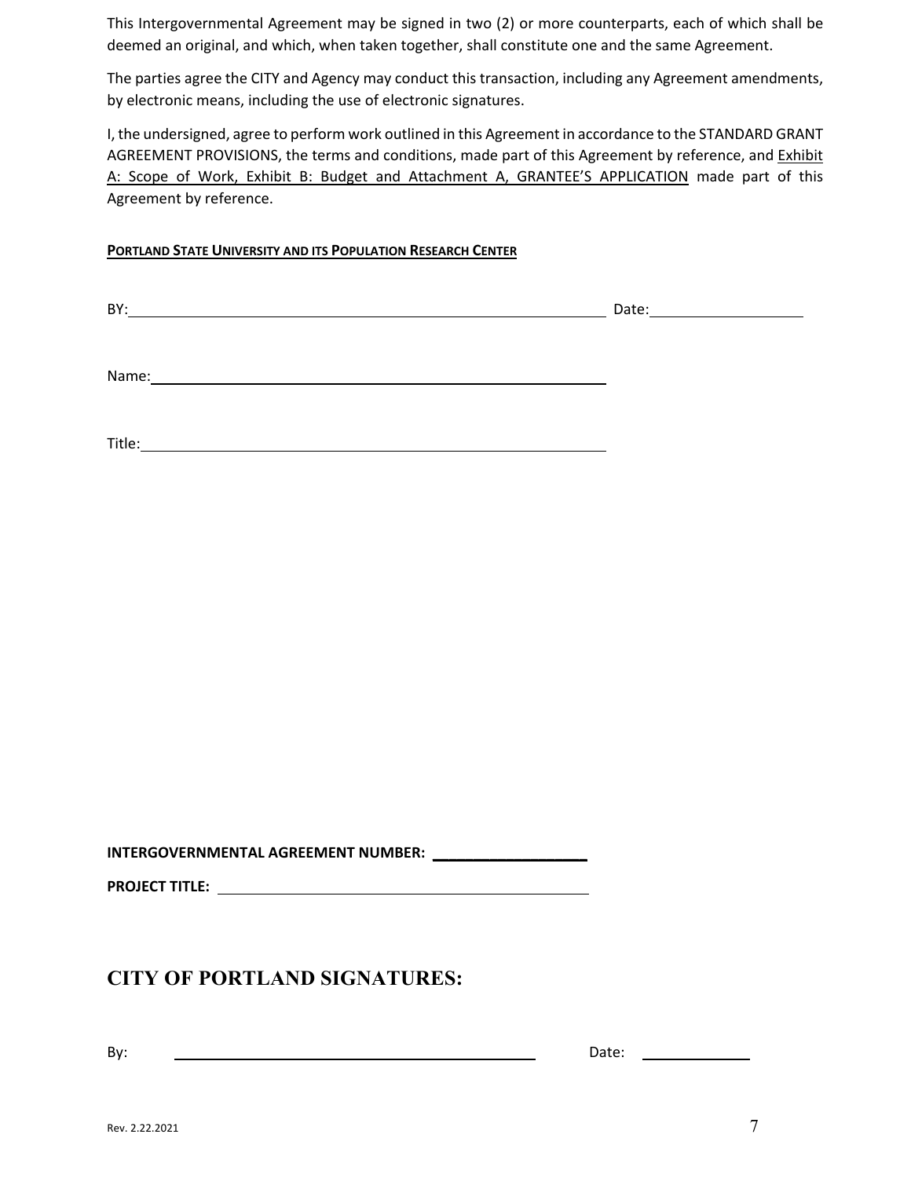This Intergovernmental Agreement may be signed in two (2) or more counterparts, each of which shall be deemed an original, and which, when taken together, shall constitute one and the same Agreement.

The parties agree the CITY and Agency may conduct this transaction, including any Agreement amendments, by electronic means, including the use of electronic signatures.

I, the undersigned, agree to perform work outlined in this Agreement in accordance to the STANDARD GRANT AGREEMENT PROVISIONS, the terms and conditions, made part of this Agreement by reference, and Exhibit A: Scope of Work, Exhibit B: Budget and Attachment A, GRANTEE'S APPLICATION made part of this Agreement by reference.

**PORTLAND STATE UNIVERSITY AND ITS POPULATION RESEARCH CENTER**

BY:______________________________________________ Date:______________

Name:______________________________________________

Title:______________________________________________

**INTERGOVERNMENTAL AGREEMENT NUMBER:** ______________

**PROJECT TITLE:** ______________________________________

## CITY OF PORTLAND SIGNATURES:

By: ______________________________________ Date: __________

Rev. 2.22.2021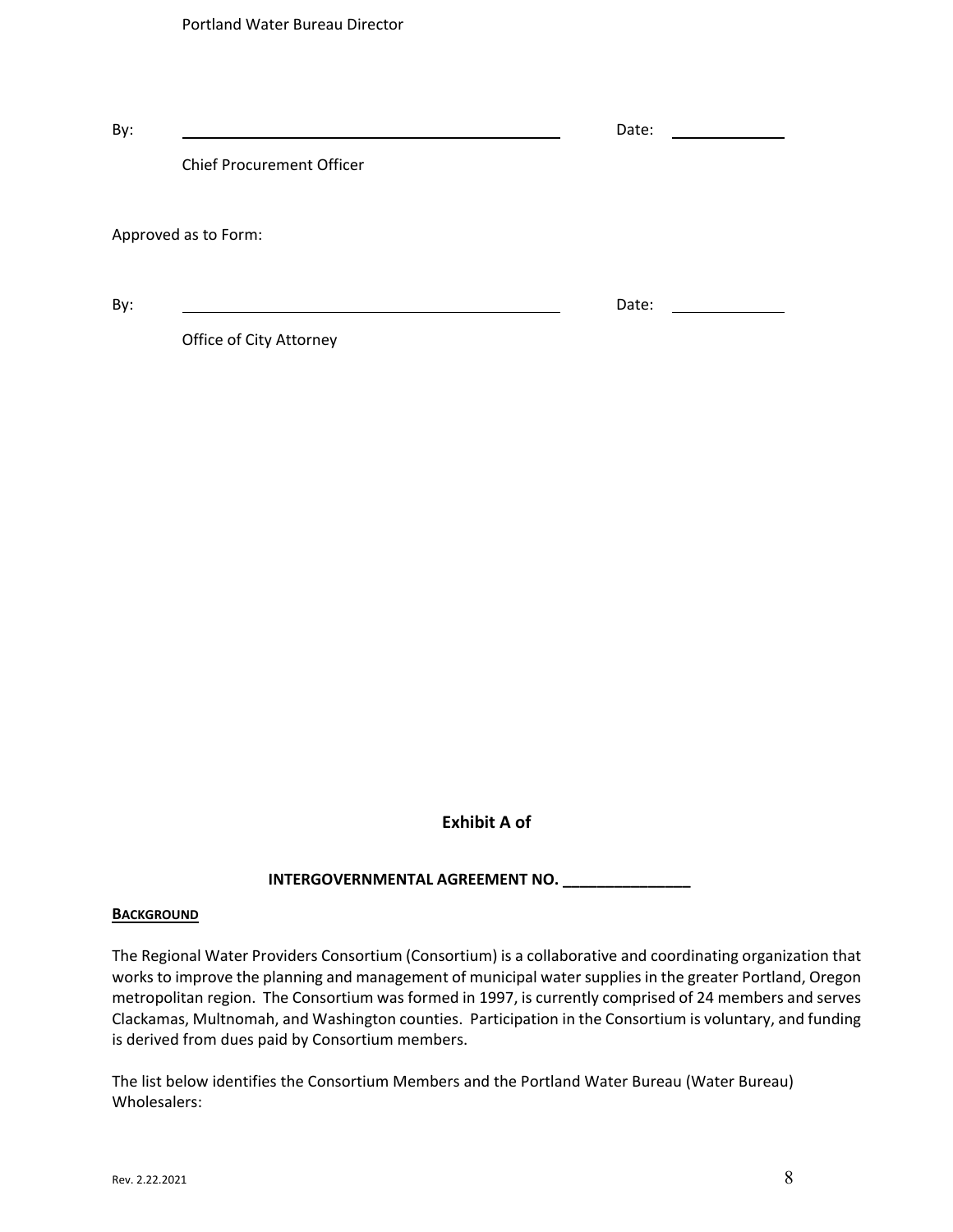Portland Water Bureau Director

By: _____________________________________________ Date: _____________

Chief Procurement Officer

Approved as to Form:

By: _____________________________________________ Date: _____________

Office of City Attorney

**Exhibit A of**

**INTERGOVERNMENTAL AGREEMENT NO. _______________**

**BACKGROUND**

The Regional Water Providers Consortium (Consortium) is a collaborative and coordinating organization that works to improve the planning and management of municipal water supplies in the greater Portland, Oregon metropolitan region. The Consortium was formed in 1997, is currently comprised of 24 members and serves Clackamas, Multnomah, and Washington counties. Participation in the Consortium is voluntary, and funding is derived from dues paid by Consortium members.

The list below identifies the Consortium Members and the Portland Water Bureau (Water Bureau) Wholesalers: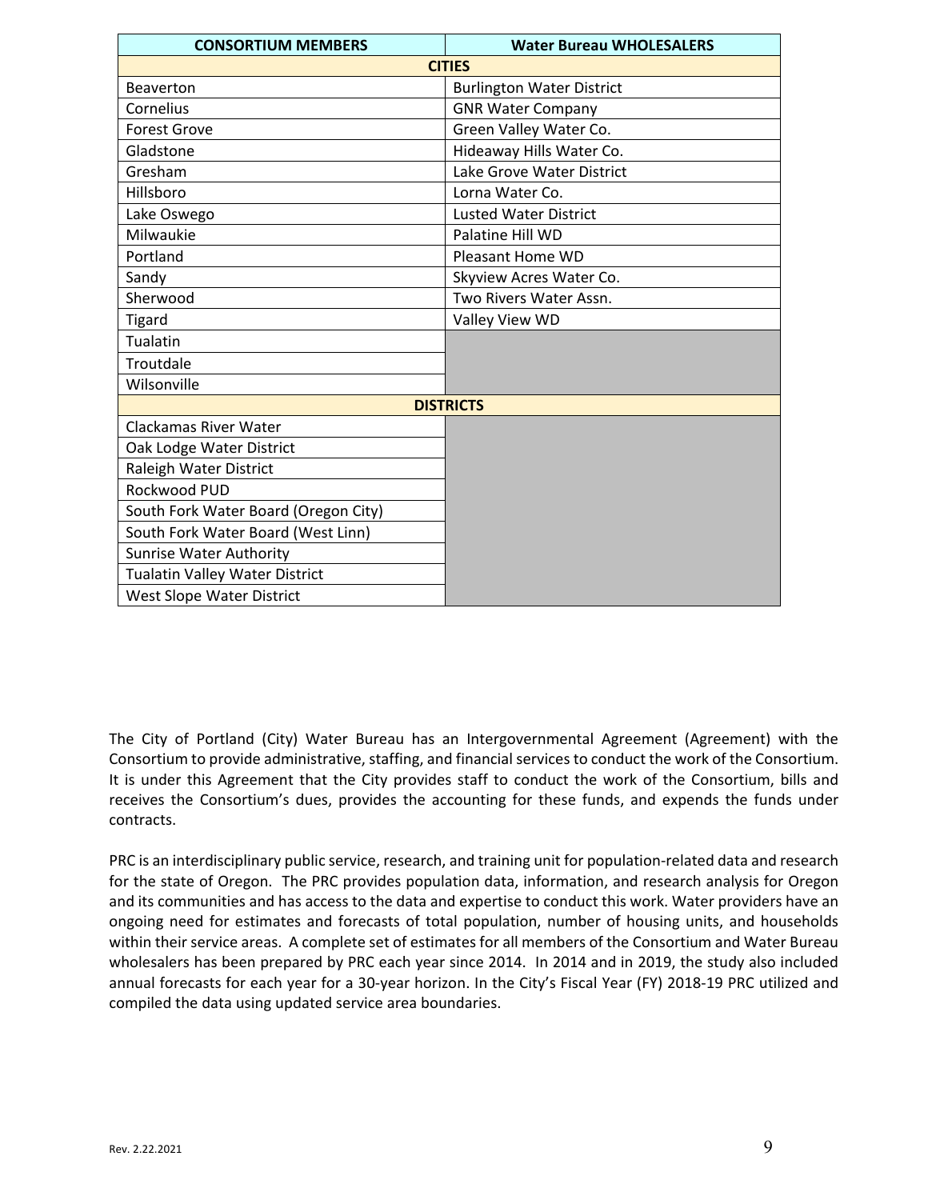| CONSORTIUM MEMBERS | Water Bureau WHOLESALERS |
|---|---|
| **CITIES** | |
| Beaverton | Burlington Water District |
| Cornelius | GNR Water Company |
| Forest Grove | Green Valley Water Co. |
| Gladstone | Hideaway Hills Water Co. |
| Gresham | Lake Grove Water District |
| Hillsboro | Lorna Water Co. |
| Lake Oswego | Lusted Water District |
| Milwaukie | Palatine Hill WD |
| Portland | Pleasant Home WD |
| Sandy | Skyview Acres Water Co. |
| Sherwood | Two Rivers Water Assn. |
| Tigard | Valley View WD |
| Tualatin | |
| Troutdale | |
| Wilsonville | |
| **DISTRICTS** | |
| Clackamas River Water | |
| Oak Lodge Water District | |
| Raleigh Water District | |
| Rockwood PUD | |
| South Fork Water Board (Oregon City) | |
| South Fork Water Board (West Linn) | |
| Sunrise Water Authority | |
| Tualatin Valley Water District | |
| West Slope Water District | |

The City of Portland (City) Water Bureau has an Intergovernmental Agreement (Agreement) with the Consortium to provide administrative, staffing, and financial services to conduct the work of the Consortium. It is under this Agreement that the City provides staff to conduct the work of the Consortium, bills and receives the Consortium's dues, provides the accounting for these funds, and expends the funds under contracts.

PRC is an interdisciplinary public service, research, and training unit for population-related data and research for the state of Oregon. The PRC provides population data, information, and research analysis for Oregon and its communities and has access to the data and expertise to conduct this work. Water providers have an ongoing need for estimates and forecasts of total population, number of housing units, and households within their service areas. A complete set of estimates for all members of the Consortium and Water Bureau wholesalers has been prepared by PRC each year since 2014. In 2014 and in 2019, the study also included annual forecasts for each year for a 30-year horizon. In the City's Fiscal Year (FY) 2018-19 PRC utilized and compiled the data using updated service area boundaries.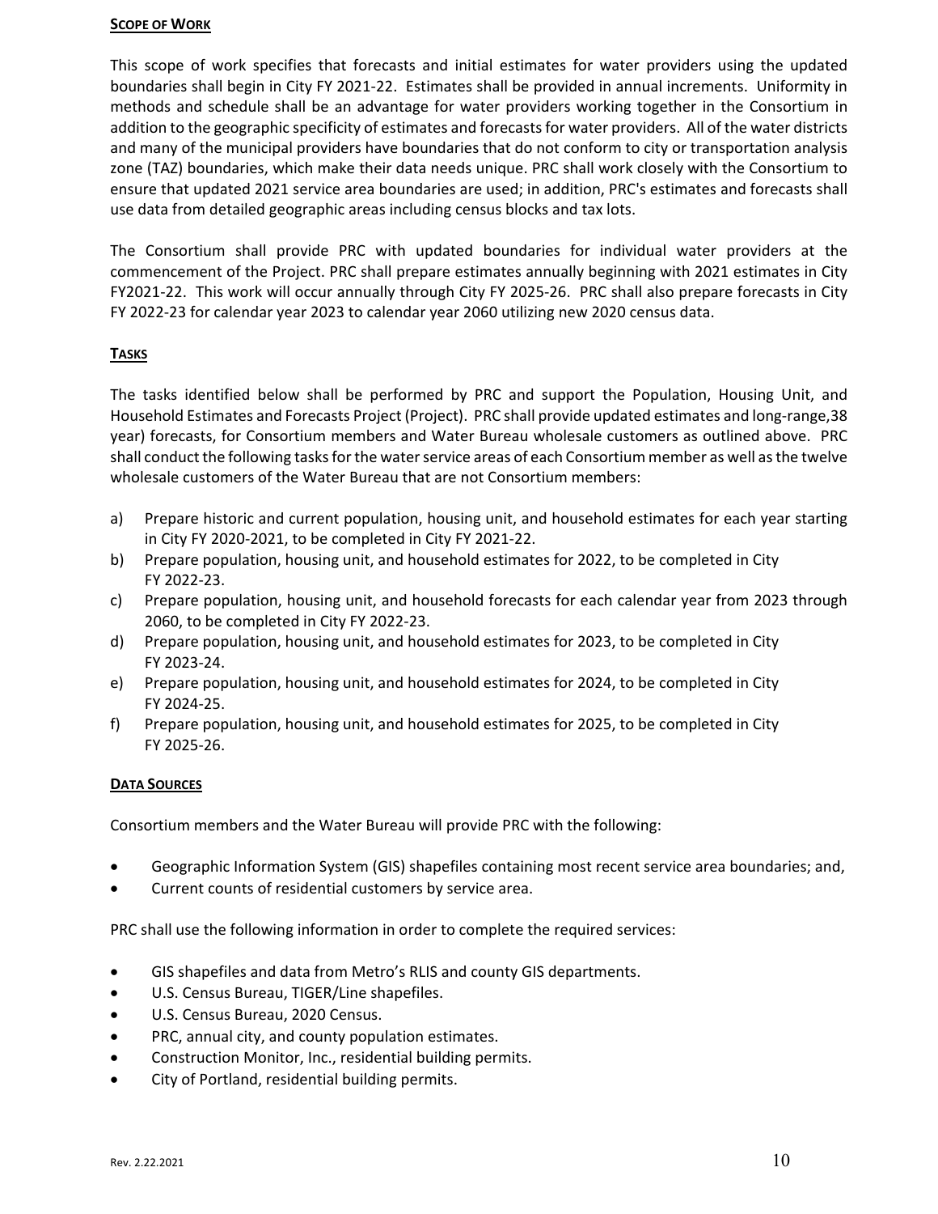## SCOPE OF WORK

This scope of work specifies that forecasts and initial estimates for water providers using the updated boundaries shall begin in City FY 2021-22. Estimates shall be provided in annual increments. Uniformity in methods and schedule shall be an advantage for water providers working together in the Consortium in addition to the geographic specificity of estimates and forecasts for water providers. All of the water districts and many of the municipal providers have boundaries that do not conform to city or transportation analysis zone (TAZ) boundaries, which make their data needs unique. PRC shall work closely with the Consortium to ensure that updated 2021 service area boundaries are used; in addition, PRC's estimates and forecasts shall use data from detailed geographic areas including census blocks and tax lots.

The Consortium shall provide PRC with updated boundaries for individual water providers at the commencement of the Project. PRC shall prepare estimates annually beginning with 2021 estimates in City FY2021-22. This work will occur annually through City FY 2025-26. PRC shall also prepare forecasts in City FY 2022-23 for calendar year 2023 to calendar year 2060 utilizing new 2020 census data.

## TASKS

The tasks identified below shall be performed by PRC and support the Population, Housing Unit, and Household Estimates and Forecasts Project (Project). PRC shall provide updated estimates and long-range,38 year) forecasts, for Consortium members and Water Bureau wholesale customers as outlined above. PRC shall conduct the following tasks for the water service areas of each Consortium member as well as the twelve wholesale customers of the Water Bureau that are not Consortium members:

a) Prepare historic and current population, housing unit, and household estimates for each year starting in City FY 2020-2021, to be completed in City FY 2021-22.
b) Prepare population, housing unit, and household estimates for 2022, to be completed in City FY 2022-23.
c) Prepare population, housing unit, and household forecasts for each calendar year from 2023 through 2060, to be completed in City FY 2022-23.
d) Prepare population, housing unit, and household estimates for 2023, to be completed in City FY 2023-24.
e) Prepare population, housing unit, and household estimates for 2024, to be completed in City FY 2024-25.
f) Prepare population, housing unit, and household estimates for 2025, to be completed in City FY 2025-26.

## DATA SOURCES

Consortium members and the Water Bureau will provide PRC with the following:

- Geographic Information System (GIS) shapefiles containing most recent service area boundaries; and,
- Current counts of residential customers by service area.

PRC shall use the following information in order to complete the required services:

- GIS shapefiles and data from Metro's RLIS and county GIS departments.
- U.S. Census Bureau, TIGER/Line shapefiles.
- U.S. Census Bureau, 2020 Census.
- PRC, annual city, and county population estimates.
- Construction Monitor, Inc., residential building permits.
- City of Portland, residential building permits.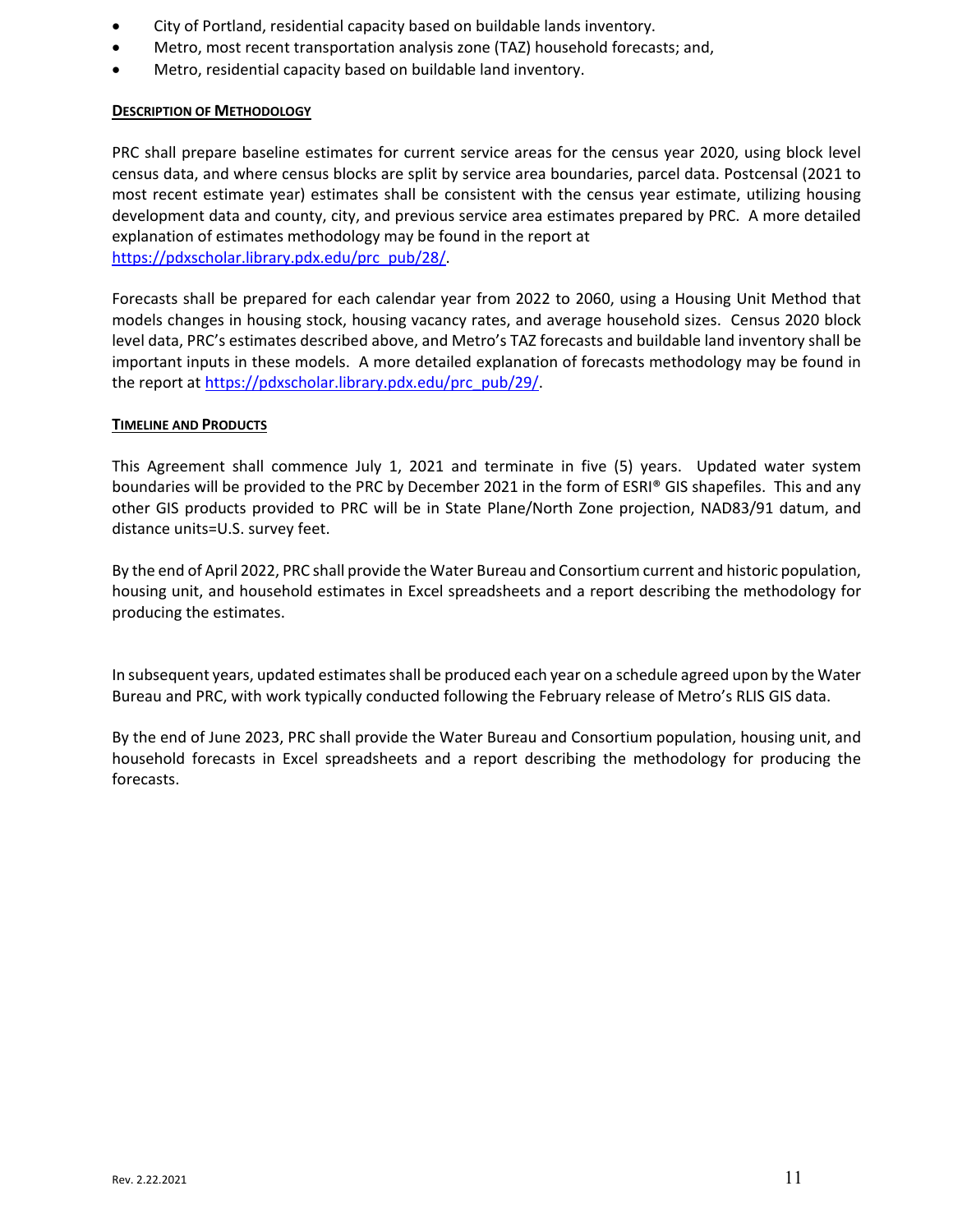- City of Portland, residential capacity based on buildable lands inventory.
- Metro, most recent transportation analysis zone (TAZ) household forecasts; and,
- Metro, residential capacity based on buildable land inventory.

**DESCRIPTION OF METHODOLOGY**

PRC shall prepare baseline estimates for current service areas for the census year 2020, using block level census data, and where census blocks are split by service area boundaries, parcel data. Postcensal (2021 to most recent estimate year) estimates shall be consistent with the census year estimate, utilizing housing development data and county, city, and previous service area estimates prepared by PRC. A more detailed explanation of estimates methodology may be found in the report at https://pdxscholar.library.pdx.edu/prc_pub/28/.

Forecasts shall be prepared for each calendar year from 2022 to 2060, using a Housing Unit Method that models changes in housing stock, housing vacancy rates, and average household sizes. Census 2020 block level data, PRC's estimates described above, and Metro's TAZ forecasts and buildable land inventory shall be important inputs in these models. A more detailed explanation of forecasts methodology may be found in the report at https://pdxscholar.library.pdx.edu/prc_pub/29/.

**TIMELINE AND PRODUCTS**

This Agreement shall commence July 1, 2021 and terminate in five (5) years. Updated water system boundaries will be provided to the PRC by December 2021 in the form of ESRI® GIS shapefiles. This and any other GIS products provided to PRC will be in State Plane/North Zone projection, NAD83/91 datum, and distance units=U.S. survey feet.

By the end of April 2022, PRC shall provide the Water Bureau and Consortium current and historic population, housing unit, and household estimates in Excel spreadsheets and a report describing the methodology for producing the estimates.

In subsequent years, updated estimates shall be produced each year on a schedule agreed upon by the Water Bureau and PRC, with work typically conducted following the February release of Metro's RLIS GIS data.

By the end of June 2023, PRC shall provide the Water Bureau and Consortium population, housing unit, and household forecasts in Excel spreadsheets and a report describing the methodology for producing the forecasts.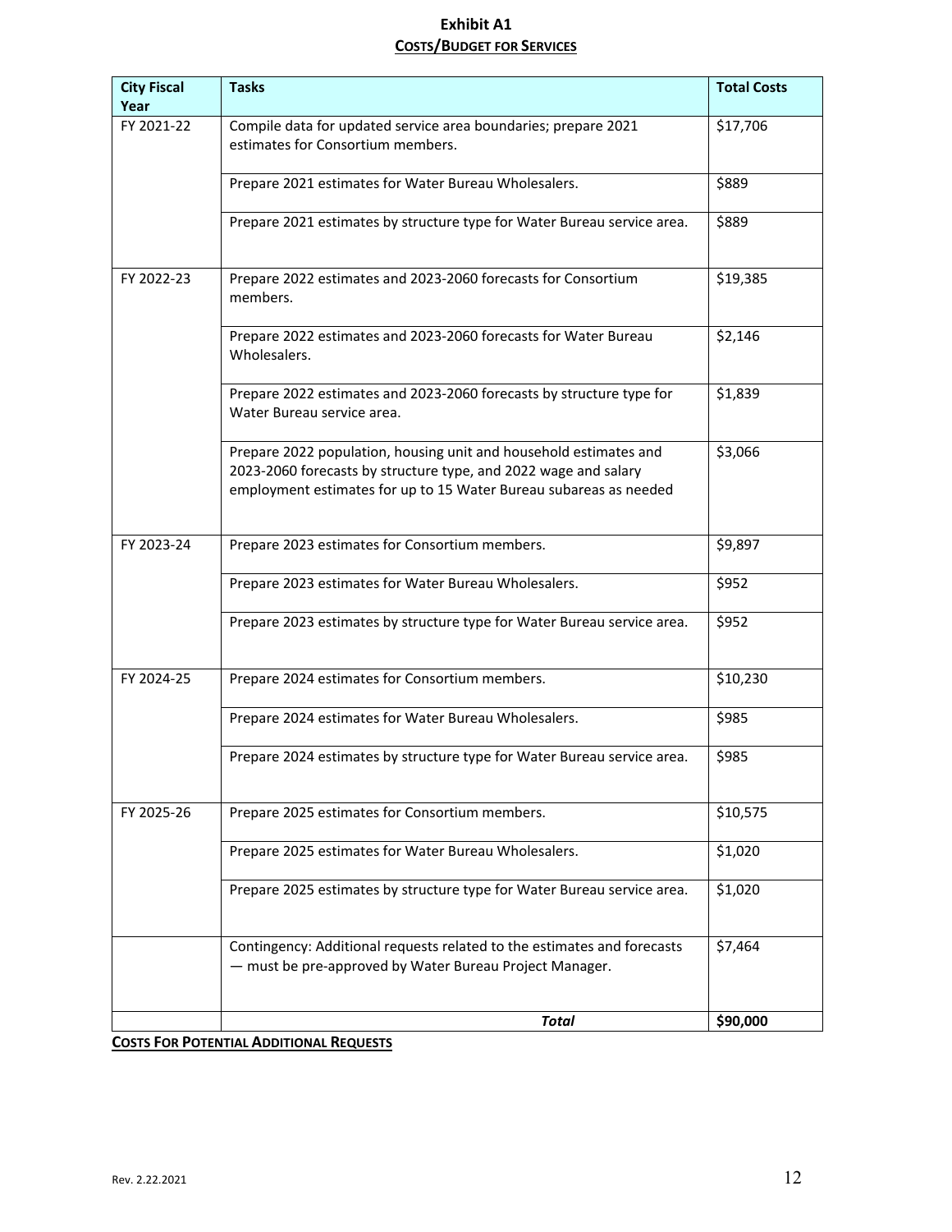# Exhibit A1

## COSTS/BUDGET FOR SERVICES

| City Fiscal Year | Tasks | Total Costs |
|---|---|---|
| FY 2021-22 | Compile data for updated service area boundaries; prepare 2021 estimates for Consortium members. | $17,706 |
| | Prepare 2021 estimates for Water Bureau Wholesalers. | $889 |
| | Prepare 2021 estimates by structure type for Water Bureau service area. | $889 |
| FY 2022-23 | Prepare 2022 estimates and 2023-2060 forecasts for Consortium members. | $19,385 |
| | Prepare 2022 estimates and 2023-2060 forecasts for Water Bureau Wholesalers. | $2,146 |
| | Prepare 2022 estimates and 2023-2060 forecasts by structure type for Water Bureau service area. | $1,839 |
| | Prepare 2022 population, housing unit and household estimates and 2023-2060 forecasts by structure type, and 2022 wage and salary employment estimates for up to 15 Water Bureau subareas as needed | $3,066 |
| FY 2023-24 | Prepare 2023 estimates for Consortium members. | $9,897 |
| | Prepare 2023 estimates for Water Bureau Wholesalers. | $952 |
| | Prepare 2023 estimates by structure type for Water Bureau service area. | $952 |
| FY 2024-25 | Prepare 2024 estimates for Consortium members. | $10,230 |
| | Prepare 2024 estimates for Water Bureau Wholesalers. | $985 |
| | Prepare 2024 estimates by structure type for Water Bureau service area. | $985 |
| FY 2025-26 | Prepare 2025 estimates for Consortium members. | $10,575 |
| | Prepare 2025 estimates for Water Bureau Wholesalers. | $1,020 |
| | Prepare 2025 estimates by structure type for Water Bureau service area. | $1,020 |
| | Contingency: Additional requests related to the estimates and forecasts — must be pre-approved by Water Bureau Project Manager. | $7,464 |
| | ***Total*** | **$90,000** |

**COSTS FOR POTENTIAL ADDITIONAL REQUESTS**

Rev. 2.22.2021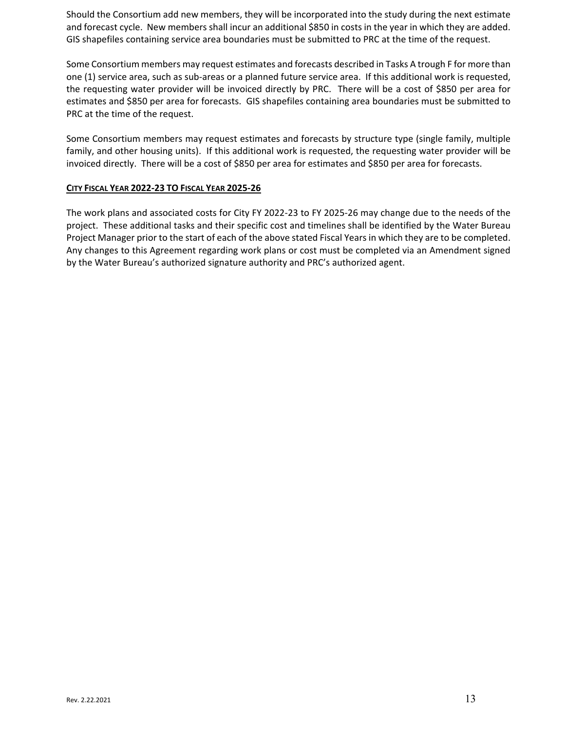Should the Consortium add new members, they will be incorporated into the study during the next estimate and forecast cycle. New members shall incur an additional $850 in costs in the year in which they are added. GIS shapefiles containing service area boundaries must be submitted to PRC at the time of the request.

Some Consortium members may request estimates and forecasts described in Tasks A trough F for more than one (1) service area, such as sub-areas or a planned future service area. If this additional work is requested, the requesting water provider will be invoiced directly by PRC. There will be a cost of $850 per area for estimates and $850 per area for forecasts. GIS shapefiles containing area boundaries must be submitted to PRC at the time of the request.

Some Consortium members may request estimates and forecasts by structure type (single family, multiple family, and other housing units). If this additional work is requested, the requesting water provider will be invoiced directly. There will be a cost of $850 per area for estimates and $850 per area for forecasts.

## CITY FISCAL YEAR 2022-23 TO FISCAL YEAR 2025-26

The work plans and associated costs for City FY 2022-23 to FY 2025-26 may change due to the needs of the project. These additional tasks and their specific cost and timelines shall be identified by the Water Bureau Project Manager prior to the start of each of the above stated Fiscal Years in which they are to be completed. Any changes to this Agreement regarding work plans or cost must be completed via an Amendment signed by the Water Bureau's authorized signature authority and PRC's authorized agent.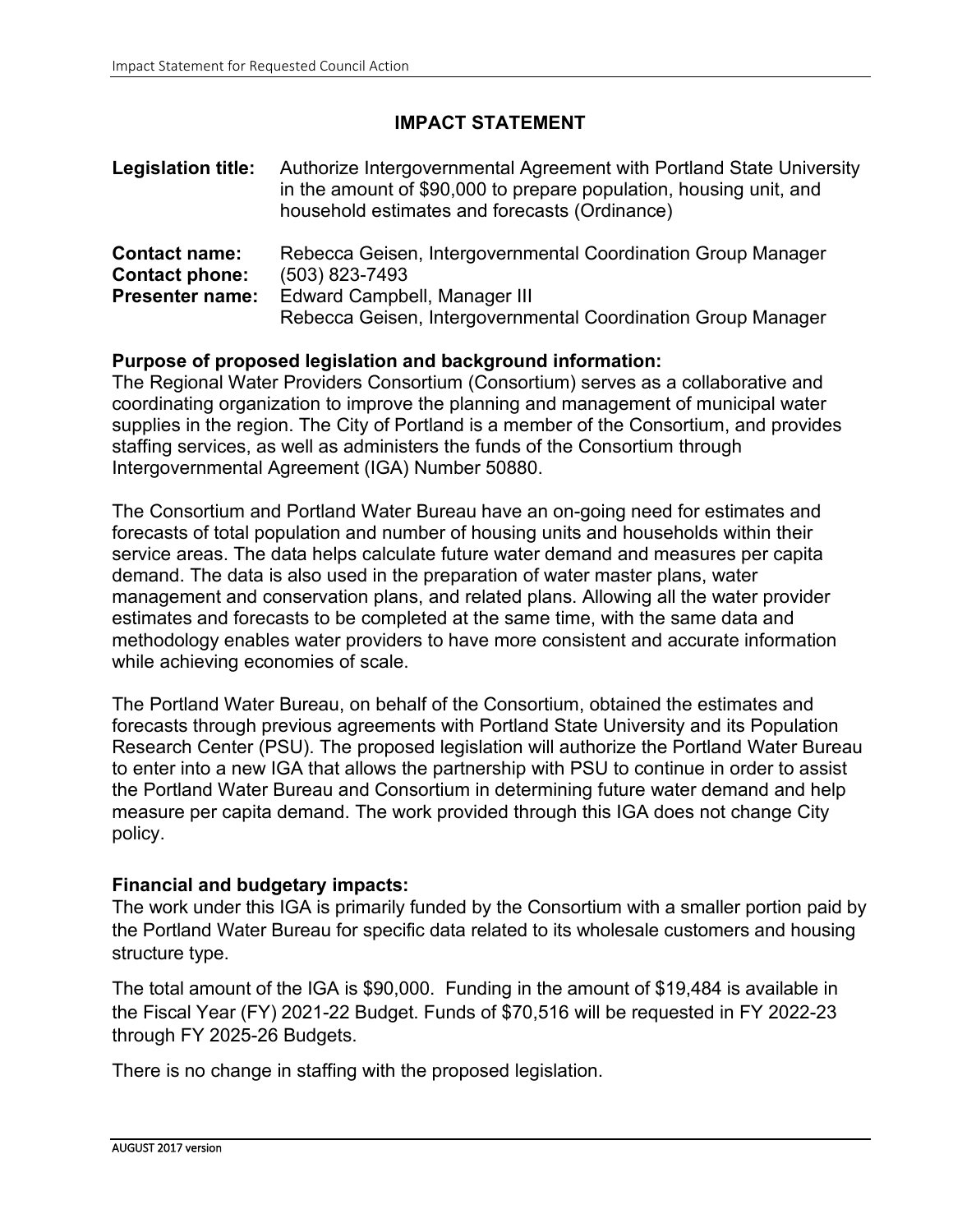# IMPACT STATEMENT

**Legislation title:** Authorize Intergovernmental Agreement with Portland State University in the amount of $90,000 to prepare population, housing unit, and household estimates and forecasts (Ordinance)

**Contact name:** Rebecca Geisen, Intergovernmental Coordination Group Manager
**Contact phone:** (503) 823-7493
**Presenter name:** Edward Campbell, Manager III
Rebecca Geisen, Intergovernmental Coordination Group Manager

**Purpose of proposed legislation and background information:**
The Regional Water Providers Consortium (Consortium) serves as a collaborative and coordinating organization to improve the planning and management of municipal water supplies in the region. The City of Portland is a member of the Consortium, and provides staffing services, as well as administers the funds of the Consortium through Intergovernmental Agreement (IGA) Number 50880.

The Consortium and Portland Water Bureau have an on-going need for estimates and forecasts of total population and number of housing units and households within their service areas. The data helps calculate future water demand and measures per capita demand. The data is also used in the preparation of water master plans, water management and conservation plans, and related plans. Allowing all the water provider estimates and forecasts to be completed at the same time, with the same data and methodology enables water providers to have more consistent and accurate information while achieving economies of scale.

The Portland Water Bureau, on behalf of the Consortium, obtained the estimates and forecasts through previous agreements with Portland State University and its Population Research Center (PSU). The proposed legislation will authorize the Portland Water Bureau to enter into a new IGA that allows the partnership with PSU to continue in order to assist the Portland Water Bureau and Consortium in determining future water demand and help measure per capita demand. The work provided through this IGA does not change City policy.

**Financial and budgetary impacts:**
The work under this IGA is primarily funded by the Consortium with a smaller portion paid by the Portland Water Bureau for specific data related to its wholesale customers and housing structure type.

The total amount of the IGA is $90,000. Funding in the amount of $19,484 is available in the Fiscal Year (FY) 2021-22 Budget. Funds of $70,516 will be requested in FY 2022-23 through FY 2025-26 Budgets.

There is no change in staffing with the proposed legislation.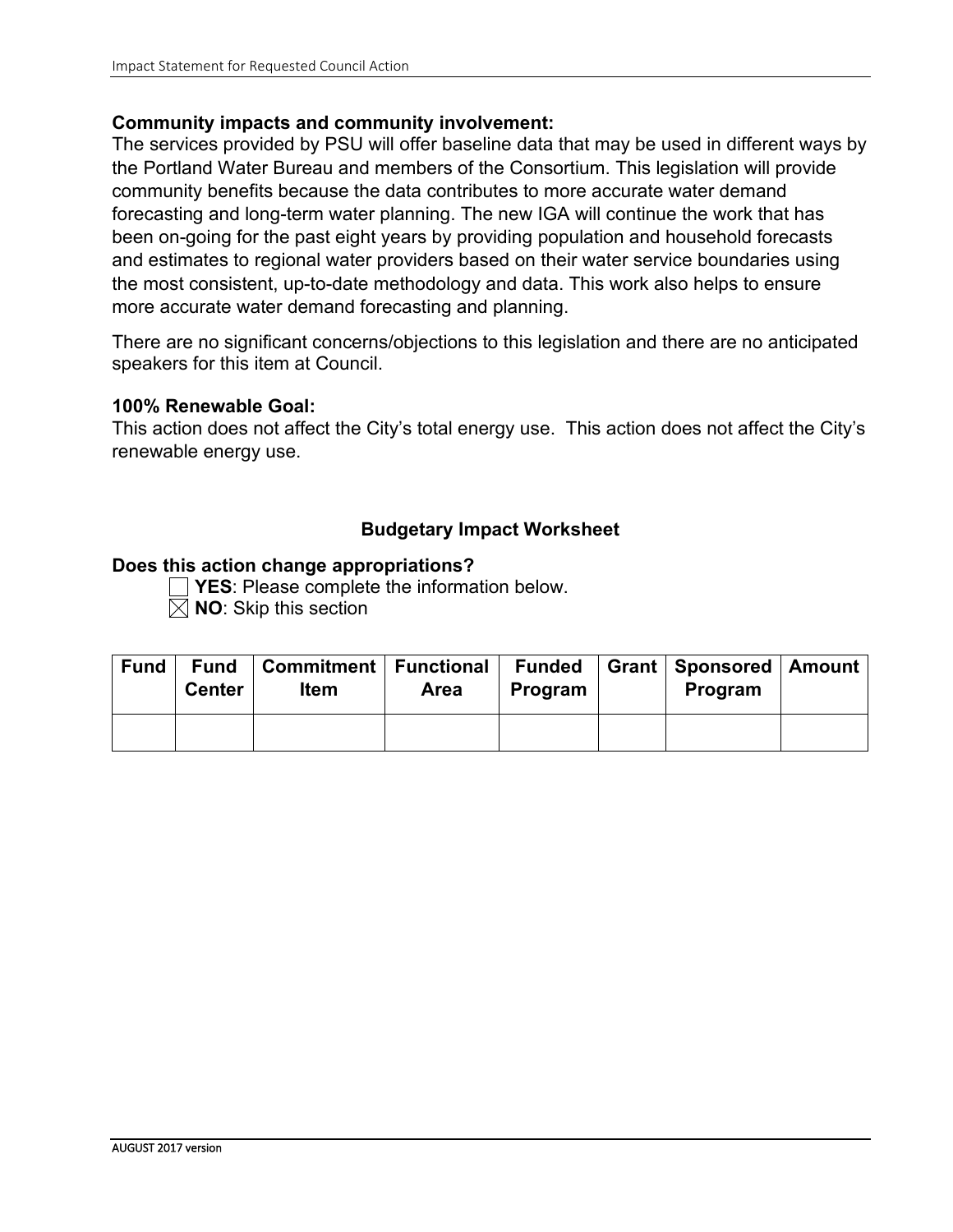**Community impacts and community involvement:**
The services provided by PSU will offer baseline data that may be used in different ways by the Portland Water Bureau and members of the Consortium. This legislation will provide community benefits because the data contributes to more accurate water demand forecasting and long-term water planning. The new IGA will continue the work that has been on-going for the past eight years by providing population and household forecasts and estimates to regional water providers based on their water service boundaries using the most consistent, up-to-date methodology and data. This work also helps to ensure more accurate water demand forecasting and planning.

There are no significant concerns/objections to this legislation and there are no anticipated speakers for this item at Council.

**100% Renewable Goal:**
This action does not affect the City's total energy use. This action does not affect the City's renewable energy use.

## Budgetary Impact Worksheet

**Does this action change appropriations?**

☐ **YES**: Please complete the information below.
☒ **NO**: Skip this section

| Fund | Fund Center | Commitment Item | Functional Area | Funded Program | Grant | Sponsored Program | Amount |
|---|---|---|---|---|---|---|---|
| | | | | | | | |